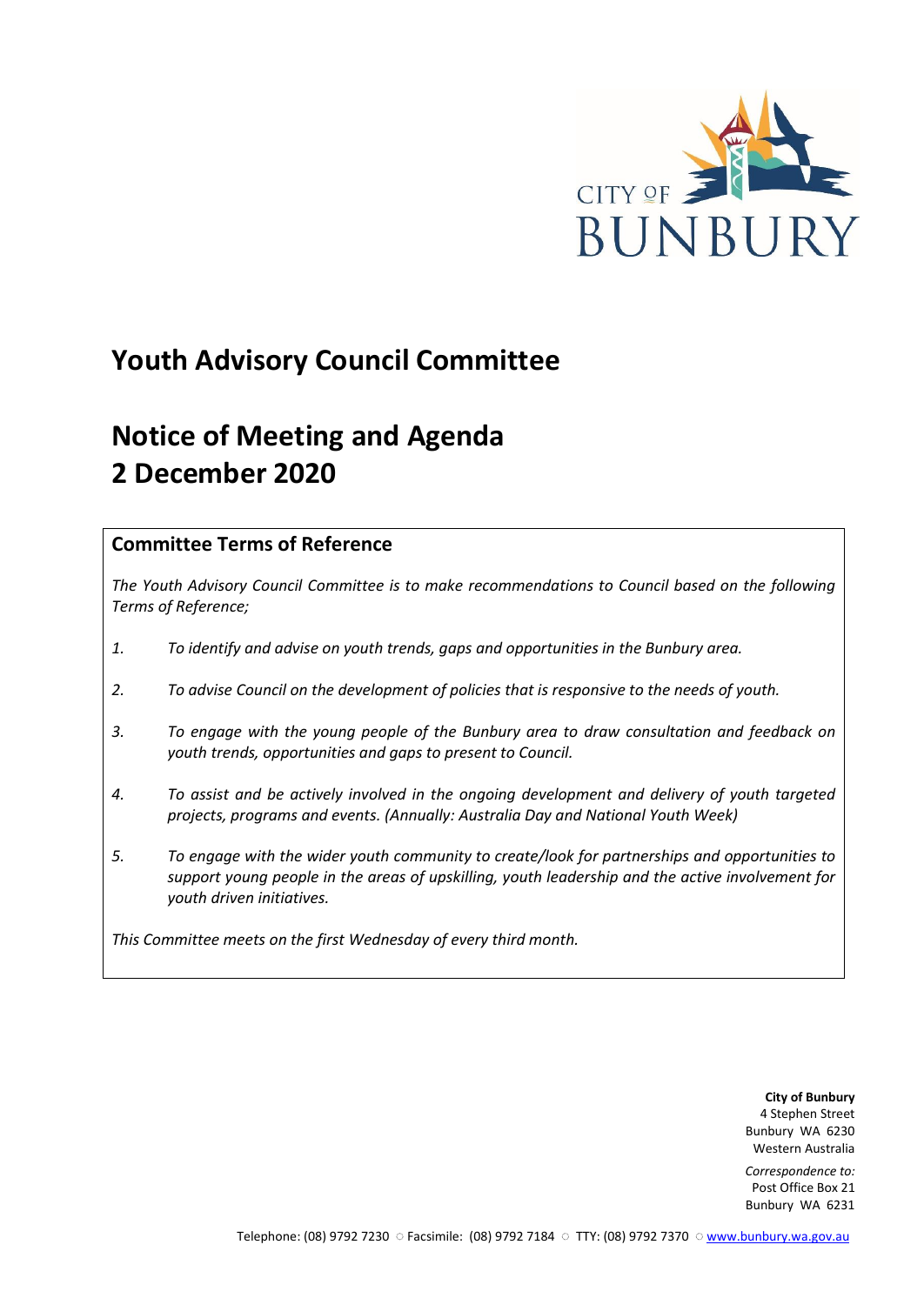CITY OF BUNBURY

# Youth Advisory Council Committee

# Notice of Meeting and Agenda
# 2 December 2020

## Committee Terms of Reference

*The Youth Advisory Council Committee is to make recommendations to Council based on the following Terms of Reference;*

1. *To identify and advise on youth trends, gaps and opportunities in the Bunbury area.*

2. *To advise Council on the development of policies that is responsive to the needs of youth.*

3. *To engage with the young people of the Bunbury area to draw consultation and feedback on youth trends, opportunities and gaps to present to Council.*

4. *To assist and be actively involved in the ongoing development and delivery of youth targeted projects, programs and events. (Annually: Australia Day and National Youth Week)*

5. *To engage with the wider youth community to create/look for partnerships and opportunities to support young people in the areas of upskilling, youth leadership and the active involvement for youth driven initiatives.*

*This Committee meets on the first Wednesday of every third month.*

**City of Bunbury**
4 Stephen Street
Bunbury WA 6230
Western Australia

*Correspondence to:*
Post Office Box 21
Bunbury WA 6231

Telephone: (08) 9792 7230 ○ Facsimile: (08) 9792 7184 ○ TTY: (08) 9792 7370 ○ www.bunbury.wa.gov.au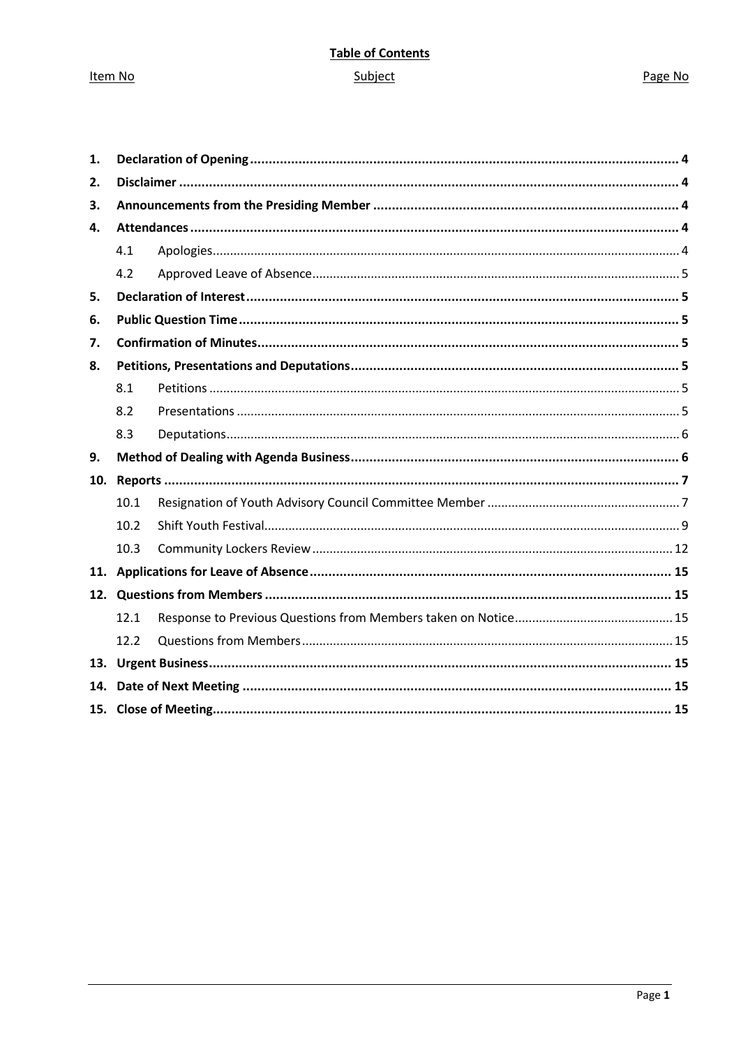**Table of Contents**

| Item No | Subject | Page No |
|---|---|---|
| **1.** | **Declaration of Opening** | **4** |
| **2.** | **Disclaimer** | **4** |
| **3.** | **Announcements from the Presiding Member** | **4** |
| **4.** | **Attendances** | **4** |
| 4.1 | Apologies | 4 |
| 4.2 | Approved Leave of Absence | 5 |
| **5.** | **Declaration of Interest** | **5** |
| **6.** | **Public Question Time** | **5** |
| **7.** | **Confirmation of Minutes** | **5** |
| **8.** | **Petitions, Presentations and Deputations** | **5** |
| 8.1 | Petitions | 5 |
| 8.2 | Presentations | 5 |
| 8.3 | Deputations | 6 |
| **9.** | **Method of Dealing with Agenda Business** | **6** |
| **10.** | **Reports** | **7** |
| 10.1 | Resignation of Youth Advisory Council Committee Member | 7 |
| 10.2 | Shift Youth Festival | 9 |
| 10.3 | Community Lockers Review | 12 |
| **11.** | **Applications for Leave of Absence** | **15** |
| **12.** | **Questions from Members** | **15** |
| 12.1 | Response to Previous Questions from Members taken on Notice | 15 |
| 12.2 | Questions from Members | 15 |
| **13.** | **Urgent Business** | **15** |
| **14.** | **Date of Next Meeting** | **15** |
| **15.** | **Close of Meeting** | **15** |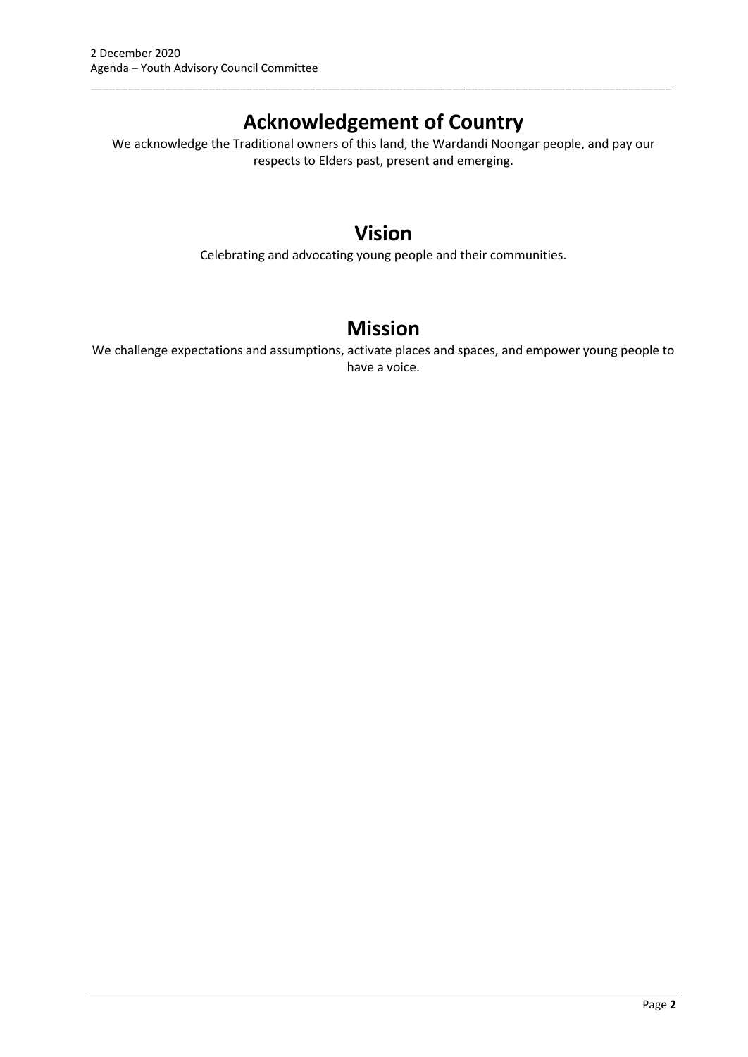# Acknowledgement of Country

We acknowledge the Traditional owners of this land, the Wardandi Noongar people, and pay our respects to Elders past, present and emerging.

# Vision

Celebrating and advocating young people and their communities.

# Mission

We challenge expectations and assumptions, activate places and spaces, and empower young people to have a voice.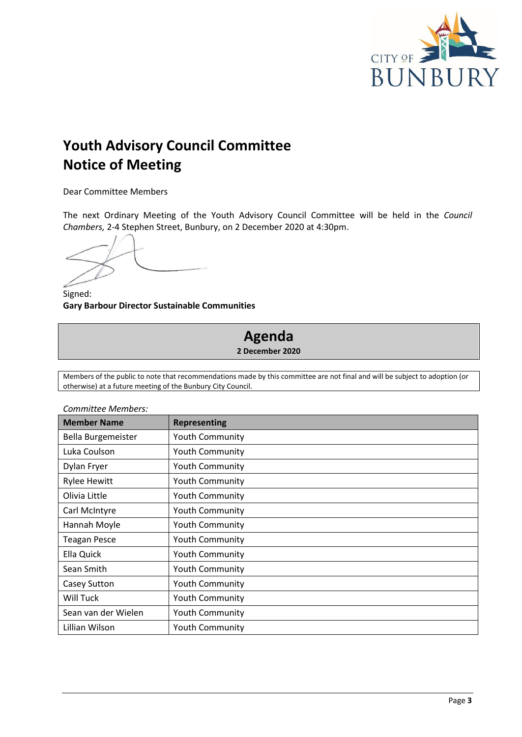# Youth Advisory Council Committee
# Notice of Meeting

Dear Committee Members

The next Ordinary Meeting of the Youth Advisory Council Committee will be held in the *Council Chambers,* 2-4 Stephen Street, Bunbury, on 2 December 2020 at 4:30pm.

Signed:
**Gary Barbour Director Sustainable Communities**

## Agenda
**2 December 2020**

Members of the public to note that recommendations made by this committee are not final and will be subject to adoption (or otherwise) at a future meeting of the Bunbury City Council.

*Committee Members:*

| Member Name | Representing |
|---|---|
| Bella Burgemeister | Youth Community |
| Luka Coulson | Youth Community |
| Dylan Fryer | Youth Community |
| Rylee Hewitt | Youth Community |
| Olivia Little | Youth Community |
| Carl McIntyre | Youth Community |
| Hannah Moyle | Youth Community |
| Teagan Pesce | Youth Community |
| Ella Quick | Youth Community |
| Sean Smith | Youth Community |
| Casey Sutton | Youth Community |
| Will Tuck | Youth Community |
| Sean van der Wielen | Youth Community |
| Lillian Wilson | Youth Community |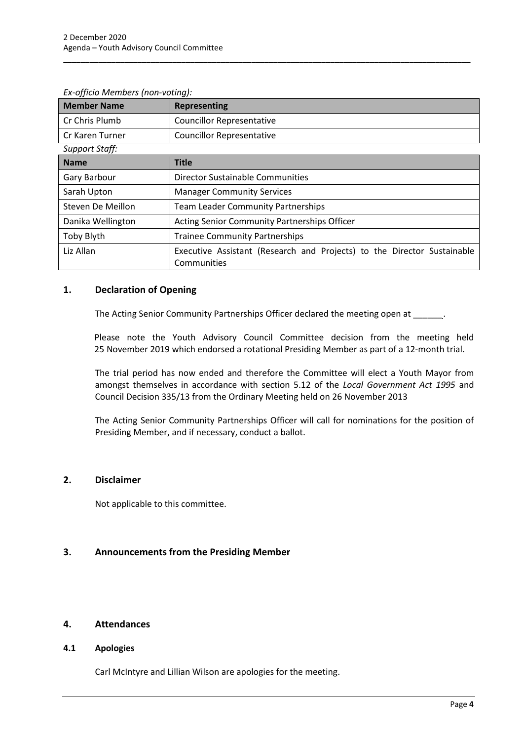*Ex-officio Members (non-voting):*

| Member Name | Representing |
|---|---|
| Cr Chris Plumb | Councillor Representative |
| Cr Karen Turner | Councillor Representative |

*Support Staff:*

| Name | Title |
|---|---|
| Gary Barbour | Director Sustainable Communities |
| Sarah Upton | Manager Community Services |
| Steven De Meillon | Team Leader Community Partnerships |
| Danika Wellington | Acting Senior Community Partnerships Officer |
| Toby Blyth | Trainee Community Partnerships |
| Liz Allan | Executive Assistant (Research and Projects) to the Director Sustainable Communities |

## 1. Declaration of Opening

The Acting Senior Community Partnerships Officer declared the meeting open at ______.

Please note the Youth Advisory Council Committee decision from the meeting held 25 November 2019 which endorsed a rotational Presiding Member as part of a 12-month trial.

The trial period has now ended and therefore the Committee will elect a Youth Mayor from amongst themselves in accordance with section 5.12 of the *Local Government Act 1995* and Council Decision 335/13 from the Ordinary Meeting held on 26 November 2013

The Acting Senior Community Partnerships Officer will call for nominations for the position of Presiding Member, and if necessary, conduct a ballot.

## 2. Disclaimer

Not applicable to this committee.

## 3. Announcements from the Presiding Member

## 4. Attendances

### 4.1 Apologies

Carl McIntyre and Lillian Wilson are apologies for the meeting.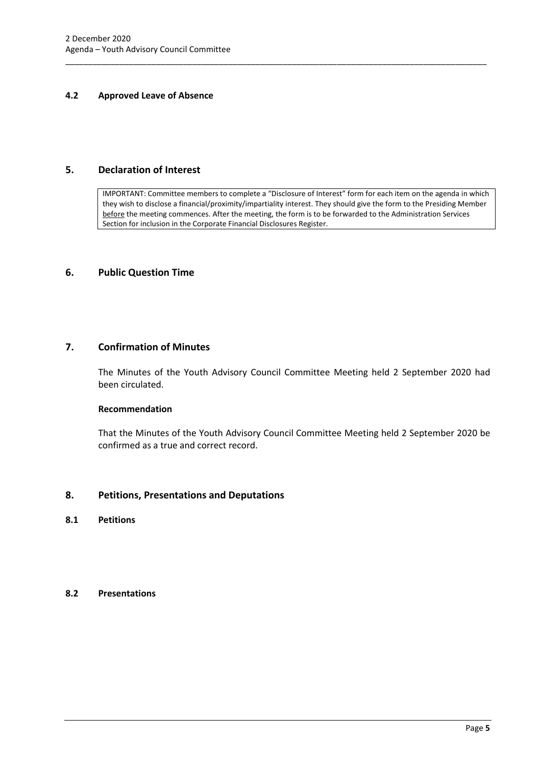### 4.2 Approved Leave of Absence

## 5. Declaration of Interest

IMPORTANT: Committee members to complete a "Disclosure of Interest" form for each item on the agenda in which they wish to disclose a financial/proximity/impartiality interest. They should give the form to the Presiding Member before the meeting commences. After the meeting, the form is to be forwarded to the Administration Services Section for inclusion in the Corporate Financial Disclosures Register.

## 6. Public Question Time

## 7. Confirmation of Minutes

The Minutes of the Youth Advisory Council Committee Meeting held 2 September 2020 had been circulated.

**Recommendation**

That the Minutes of the Youth Advisory Council Committee Meeting held 2 September 2020 be confirmed as a true and correct record.

## 8. Petitions, Presentations and Deputations

### 8.1 Petitions

### 8.2 Presentations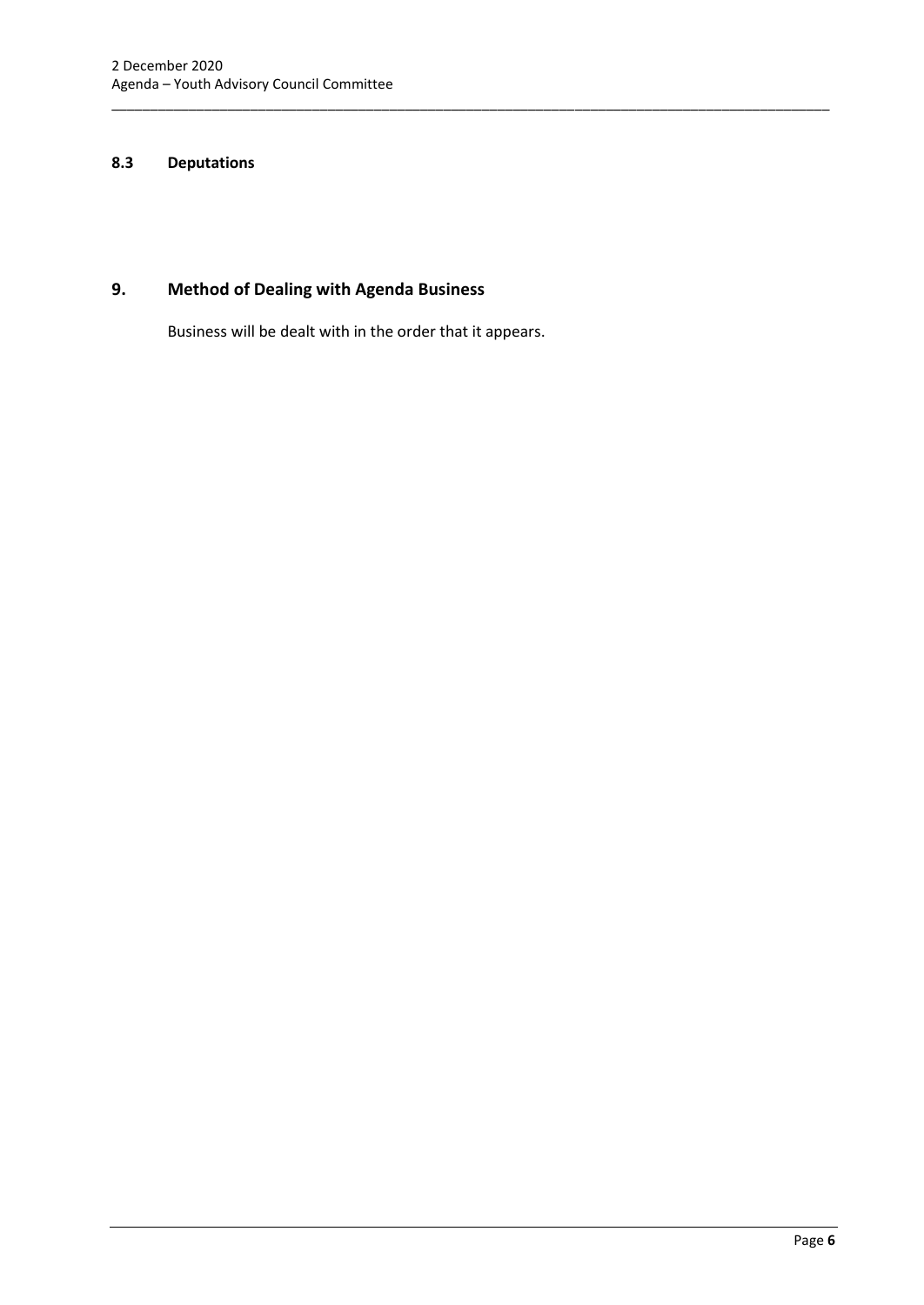### 8.3 Deputations

## 9. Method of Dealing with Agenda Business

Business will be dealt with in the order that it appears.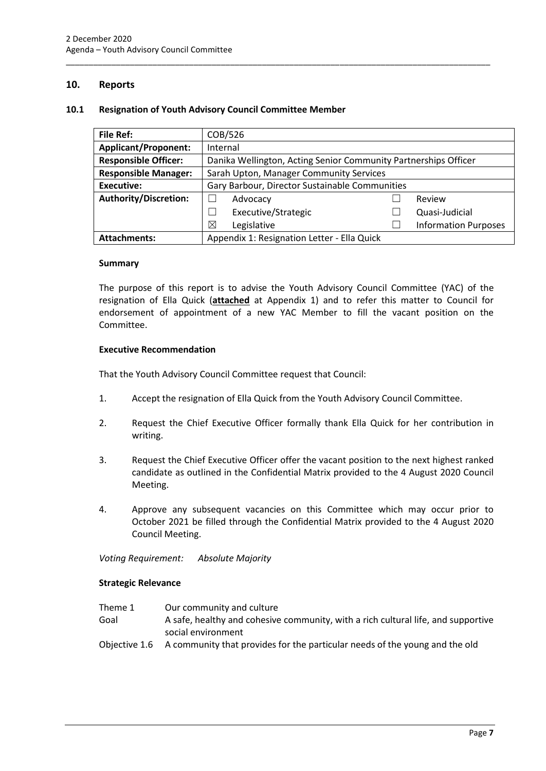## 10. Reports

### 10.1 Resignation of Youth Advisory Council Committee Member

| | | | |
|---|---|---|---|
| **File Ref:** | COB/526 | | |
| **Applicant/Proponent:** | Internal | | |
| **Responsible Officer:** | Danika Wellington, Acting Senior Community Partnerships Officer | | |
| **Responsible Manager:** | Sarah Upton, Manager Community Services | | |
| **Executive:** | Gary Barbour, Director Sustainable Communities | | |
| **Authority/Discretion:** | ☐ Advocacy | ☐ Review | |
| | ☐ Executive/Strategic | ☐ Quasi-Judicial | |
| | ☒ Legislative | ☐ Information Purposes | |
| **Attachments:** | Appendix 1: Resignation Letter - Ella Quick | | |

#### Summary

The purpose of this report is to advise the Youth Advisory Council Committee (YAC) of the resignation of Ella Quick (**attached** at Appendix 1) and to refer this matter to Council for endorsement of appointment of a new YAC Member to fill the vacant position on the Committee.

#### Executive Recommendation

That the Youth Advisory Council Committee request that Council:

1. Accept the resignation of Ella Quick from the Youth Advisory Council Committee.
2. Request the Chief Executive Officer formally thank Ella Quick for her contribution in writing.
3. Request the Chief Executive Officer offer the vacant position to the next highest ranked candidate as outlined in the Confidential Matrix provided to the 4 August 2020 Council Meeting.
4. Approve any subsequent vacancies on this Committee which may occur prior to October 2021 be filled through the Confidential Matrix provided to the 4 August 2020 Council Meeting.

*Voting Requirement: Absolute Majority*

#### Strategic Relevance

| | |
|---|---|
| Theme 1 | Our community and culture |
| Goal | A safe, healthy and cohesive community, with a rich cultural life, and supportive social environment |
| Objective 1.6 | A community that provides for the particular needs of the young and the old |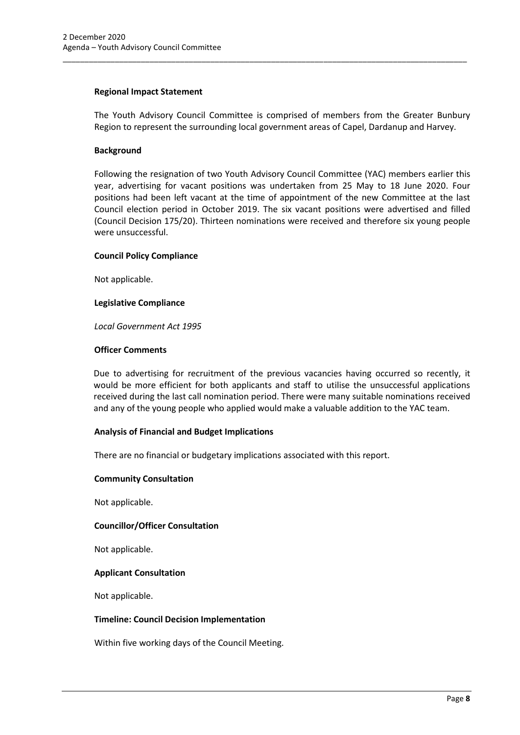**Regional Impact Statement**

The Youth Advisory Council Committee is comprised of members from the Greater Bunbury Region to represent the surrounding local government areas of Capel, Dardanup and Harvey.

**Background**

Following the resignation of two Youth Advisory Council Committee (YAC) members earlier this year, advertising for vacant positions was undertaken from 25 May to 18 June 2020. Four positions had been left vacant at the time of appointment of the new Committee at the last Council election period in October 2019. The six vacant positions were advertised and filled (Council Decision 175/20). Thirteen nominations were received and therefore six young people were unsuccessful.

**Council Policy Compliance**

Not applicable.

**Legislative Compliance**

*Local Government Act 1995*

**Officer Comments**

Due to advertising for recruitment of the previous vacancies having occurred so recently, it would be more efficient for both applicants and staff to utilise the unsuccessful applications received during the last call nomination period. There were many suitable nominations received and any of the young people who applied would make a valuable addition to the YAC team.

**Analysis of Financial and Budget Implications**

There are no financial or budgetary implications associated with this report.

**Community Consultation**

Not applicable.

**Councillor/Officer Consultation**

Not applicable.

**Applicant Consultation**

Not applicable.

**Timeline: Council Decision Implementation**

Within five working days of the Council Meeting.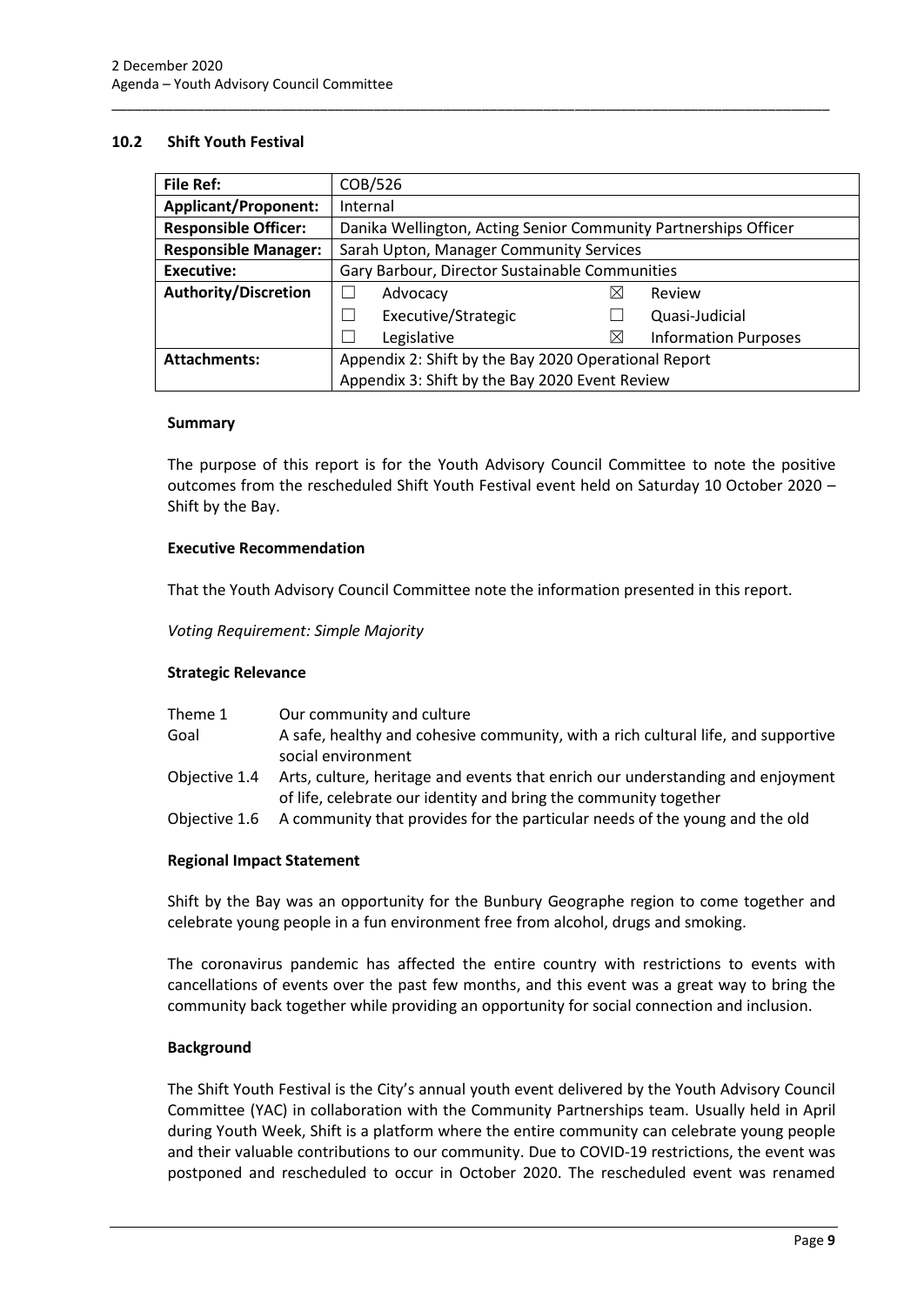## 10.2 Shift Youth Festival

| | |
|---|---|
| **File Ref:** | COB/526 |
| **Applicant/Proponent:** | Internal |
| **Responsible Officer:** | Danika Wellington, Acting Senior Community Partnerships Officer |
| **Responsible Manager:** | Sarah Upton, Manager Community Services |
| **Executive:** | Gary Barbour, Director Sustainable Communities |
| **Authority/Discretion** | ☐ Advocacy ☒ Review<br>☐ Executive/Strategic ☐ Quasi-Judicial<br>☐ Legislative ☒ Information Purposes |
| **Attachments:** | Appendix 2: Shift by the Bay 2020 Operational Report<br>Appendix 3: Shift by the Bay 2020 Event Review |

### Summary

The purpose of this report is for the Youth Advisory Council Committee to note the positive outcomes from the rescheduled Shift Youth Festival event held on Saturday 10 October 2020 – Shift by the Bay.

### Executive Recommendation

That the Youth Advisory Council Committee note the information presented in this report.

*Voting Requirement: Simple Majority*

### Strategic Relevance

| | |
|---|---|
| Theme 1 | Our community and culture |
| Goal | A safe, healthy and cohesive community, with a rich cultural life, and supportive social environment |
| Objective 1.4 | Arts, culture, heritage and events that enrich our understanding and enjoyment of life, celebrate our identity and bring the community together |
| Objective 1.6 | A community that provides for the particular needs of the young and the old |

### Regional Impact Statement

Shift by the Bay was an opportunity for the Bunbury Geographe region to come together and celebrate young people in a fun environment free from alcohol, drugs and smoking.

The coronavirus pandemic has affected the entire country with restrictions to events with cancellations of events over the past few months, and this event was a great way to bring the community back together while providing an opportunity for social connection and inclusion.

### Background

The Shift Youth Festival is the City's annual youth event delivered by the Youth Advisory Council Committee (YAC) in collaboration with the Community Partnerships team. Usually held in April during Youth Week, Shift is a platform where the entire community can celebrate young people and their valuable contributions to our community. Due to COVID-19 restrictions, the event was postponed and rescheduled to occur in October 2020. The rescheduled event was renamed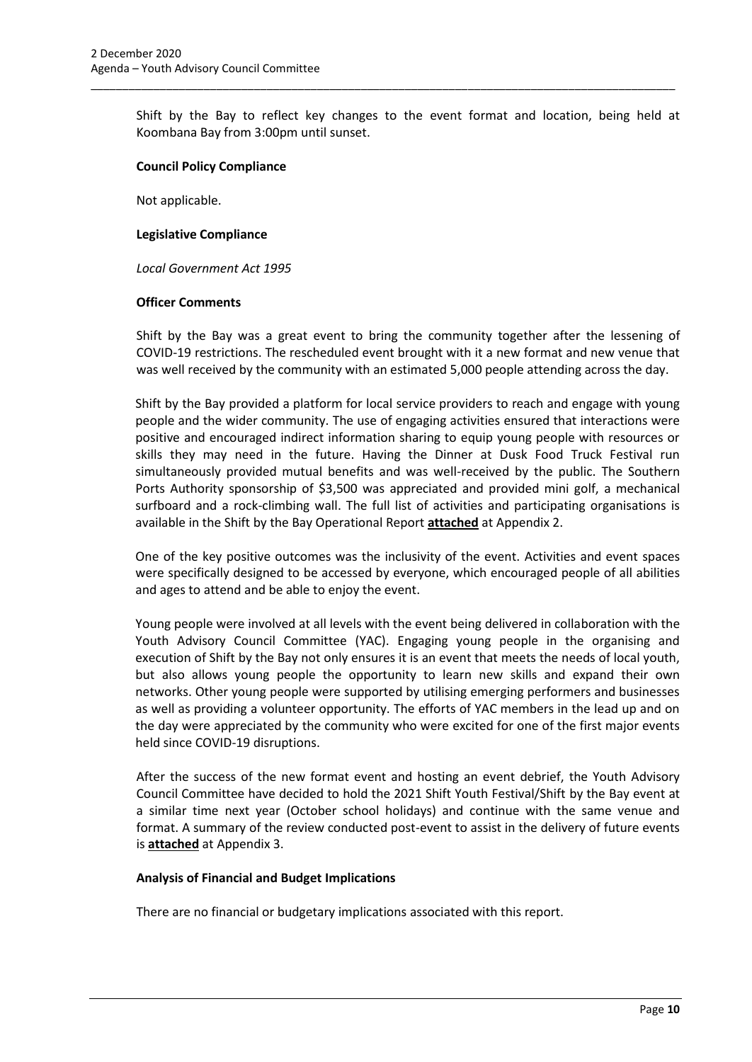Shift by the Bay to reflect key changes to the event format and location, being held at Koombana Bay from 3:00pm until sunset.

**Council Policy Compliance**

Not applicable.

**Legislative Compliance**

*Local Government Act 1995*

**Officer Comments**

Shift by the Bay was a great event to bring the community together after the lessening of COVID-19 restrictions. The rescheduled event brought with it a new format and new venue that was well received by the community with an estimated 5,000 people attending across the day.

Shift by the Bay provided a platform for local service providers to reach and engage with young people and the wider community. The use of engaging activities ensured that interactions were positive and encouraged indirect information sharing to equip young people with resources or skills they may need in the future. Having the Dinner at Dusk Food Truck Festival run simultaneously provided mutual benefits and was well-received by the public. The Southern Ports Authority sponsorship of $3,500 was appreciated and provided mini golf, a mechanical surfboard and a rock-climbing wall. The full list of activities and participating organisations is available in the Shift by the Bay Operational Report **attached** at Appendix 2.

One of the key positive outcomes was the inclusivity of the event. Activities and event spaces were specifically designed to be accessed by everyone, which encouraged people of all abilities and ages to attend and be able to enjoy the event.

Young people were involved at all levels with the event being delivered in collaboration with the Youth Advisory Council Committee (YAC). Engaging young people in the organising and execution of Shift by the Bay not only ensures it is an event that meets the needs of local youth, but also allows young people the opportunity to learn new skills and expand their own networks. Other young people were supported by utilising emerging performers and businesses as well as providing a volunteer opportunity. The efforts of YAC members in the lead up and on the day were appreciated by the community who were excited for one of the first major events held since COVID-19 disruptions.

After the success of the new format event and hosting an event debrief, the Youth Advisory Council Committee have decided to hold the 2021 Shift Youth Festival/Shift by the Bay event at a similar time next year (October school holidays) and continue with the same venue and format. A summary of the review conducted post-event to assist in the delivery of future events is **attached** at Appendix 3.

**Analysis of Financial and Budget Implications**

There are no financial or budgetary implications associated with this report.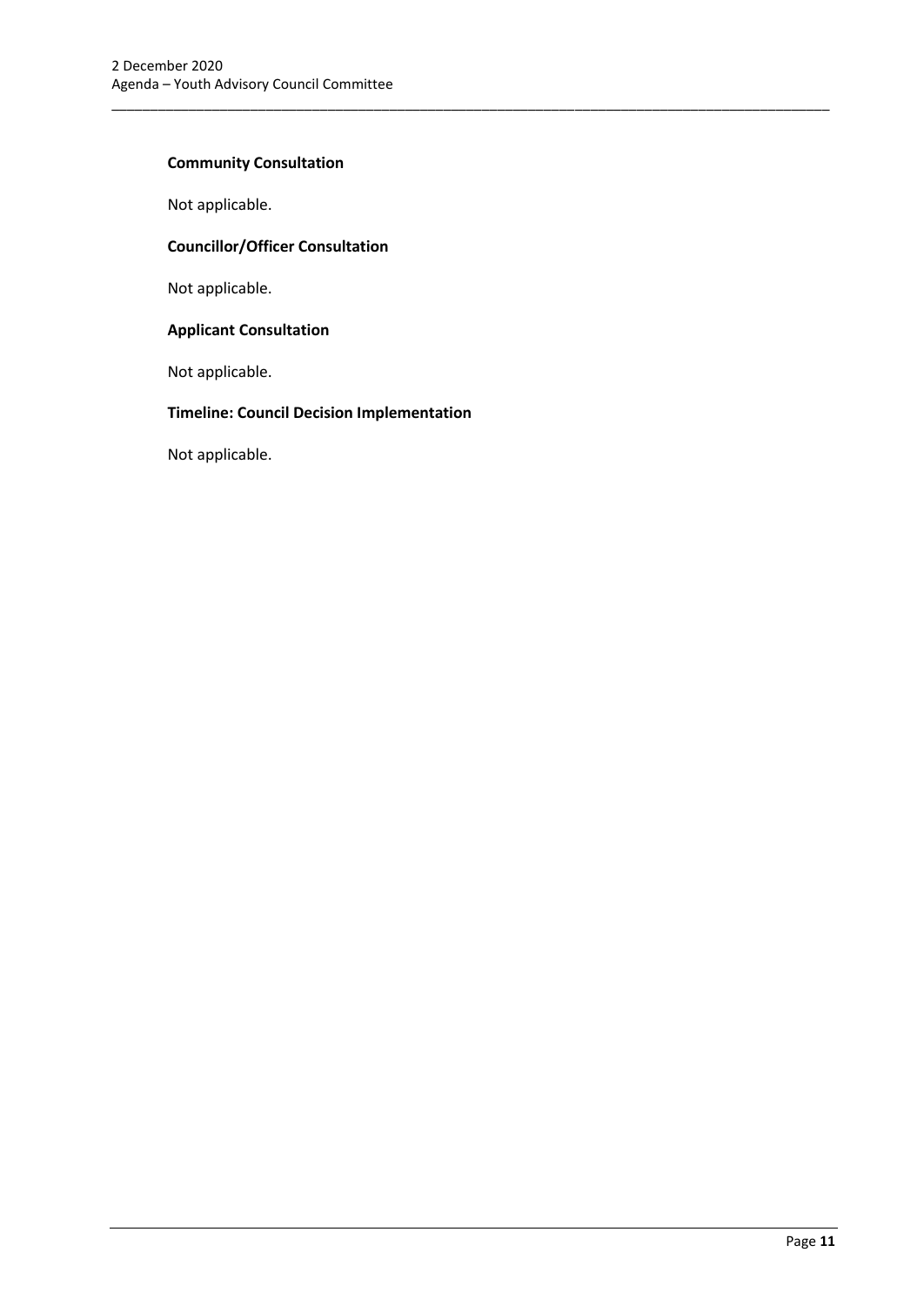**Community Consultation**

Not applicable.

**Councillor/Officer Consultation**

Not applicable.

**Applicant Consultation**

Not applicable.

**Timeline: Council Decision Implementation**

Not applicable.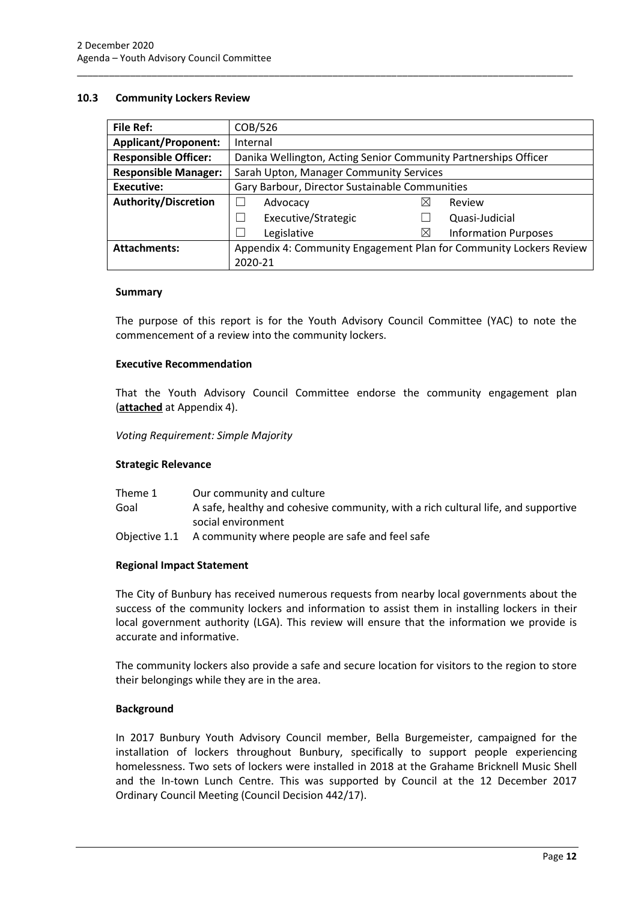### 10.3 Community Lockers Review

| | |
|---|---|
| **File Ref:** | COB/526 |
| **Applicant/Proponent:** | Internal |
| **Responsible Officer:** | Danika Wellington, Acting Senior Community Partnerships Officer |
| **Responsible Manager:** | Sarah Upton, Manager Community Services |
| **Executive:** | Gary Barbour, Director Sustainable Communities |
| **Authority/Discretion** | ☐ Advocacy ☒ Review<br>☐ Executive/Strategic ☐ Quasi-Judicial<br>☐ Legislative ☒ Information Purposes |
| **Attachments:** | Appendix 4: Community Engagement Plan for Community Lockers Review 2020-21 |

#### Summary

The purpose of this report is for the Youth Advisory Council Committee (YAC) to note the commencement of a review into the community lockers.

#### Executive Recommendation

That the Youth Advisory Council Committee endorse the community engagement plan (**attached** at Appendix 4).

*Voting Requirement: Simple Majority*

#### Strategic Relevance

| | |
|---|---|
| Theme 1 | Our community and culture |
| Goal | A safe, healthy and cohesive community, with a rich cultural life, and supportive social environment |
| Objective 1.1 | A community where people are safe and feel safe |

#### Regional Impact Statement

The City of Bunbury has received numerous requests from nearby local governments about the success of the community lockers and information to assist them in installing lockers in their local government authority (LGA). This review will ensure that the information we provide is accurate and informative.

The community lockers also provide a safe and secure location for visitors to the region to store their belongings while they are in the area.

#### Background

In 2017 Bunbury Youth Advisory Council member, Bella Burgemeister, campaigned for the installation of lockers throughout Bunbury, specifically to support people experiencing homelessness. Two sets of lockers were installed in 2018 at the Grahame Bricknell Music Shell and the In-town Lunch Centre. This was supported by Council at the 12 December 2017 Ordinary Council Meeting (Council Decision 442/17).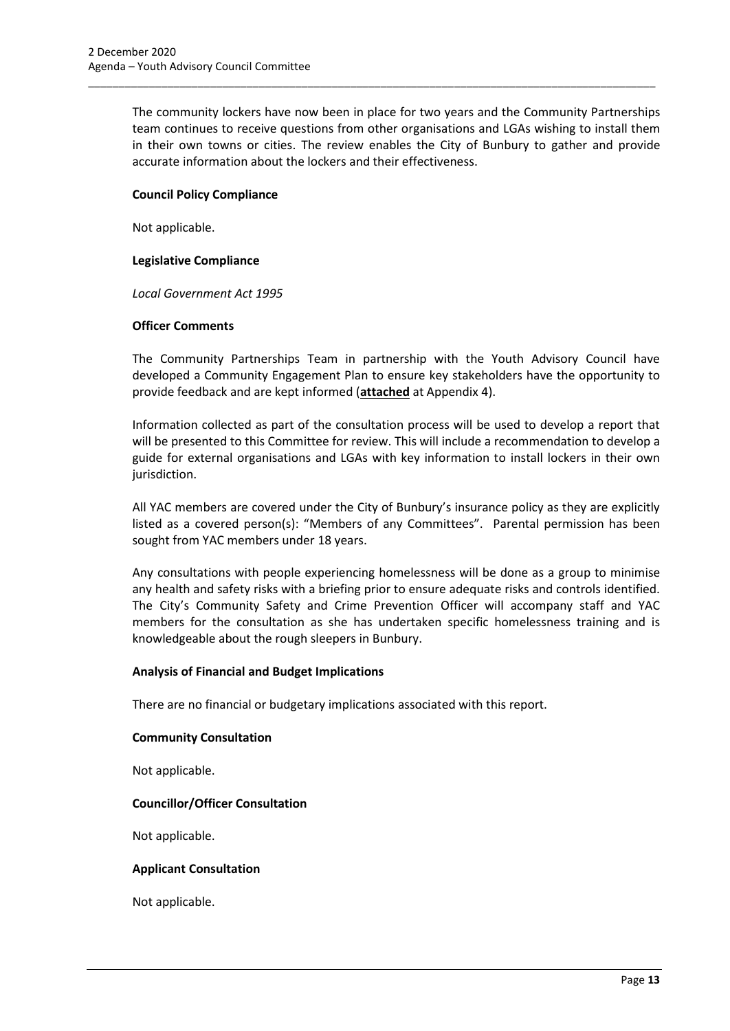The community lockers have now been in place for two years and the Community Partnerships team continues to receive questions from other organisations and LGAs wishing to install them in their own towns or cities. The review enables the City of Bunbury to gather and provide accurate information about the lockers and their effectiveness.

**Council Policy Compliance**

Not applicable.

**Legislative Compliance**

*Local Government Act 1995*

**Officer Comments**

The Community Partnerships Team in partnership with the Youth Advisory Council have developed a Community Engagement Plan to ensure key stakeholders have the opportunity to provide feedback and are kept informed (**attached** at Appendix 4).

Information collected as part of the consultation process will be used to develop a report that will be presented to this Committee for review. This will include a recommendation to develop a guide for external organisations and LGAs with key information to install lockers in their own jurisdiction.

All YAC members are covered under the City of Bunbury's insurance policy as they are explicitly listed as a covered person(s): "Members of any Committees". Parental permission has been sought from YAC members under 18 years.

Any consultations with people experiencing homelessness will be done as a group to minimise any health and safety risks with a briefing prior to ensure adequate risks and controls identified. The City's Community Safety and Crime Prevention Officer will accompany staff and YAC members for the consultation as she has undertaken specific homelessness training and is knowledgeable about the rough sleepers in Bunbury.

**Analysis of Financial and Budget Implications**

There are no financial or budgetary implications associated with this report.

**Community Consultation**

Not applicable.

**Councillor/Officer Consultation**

Not applicable.

**Applicant Consultation**

Not applicable.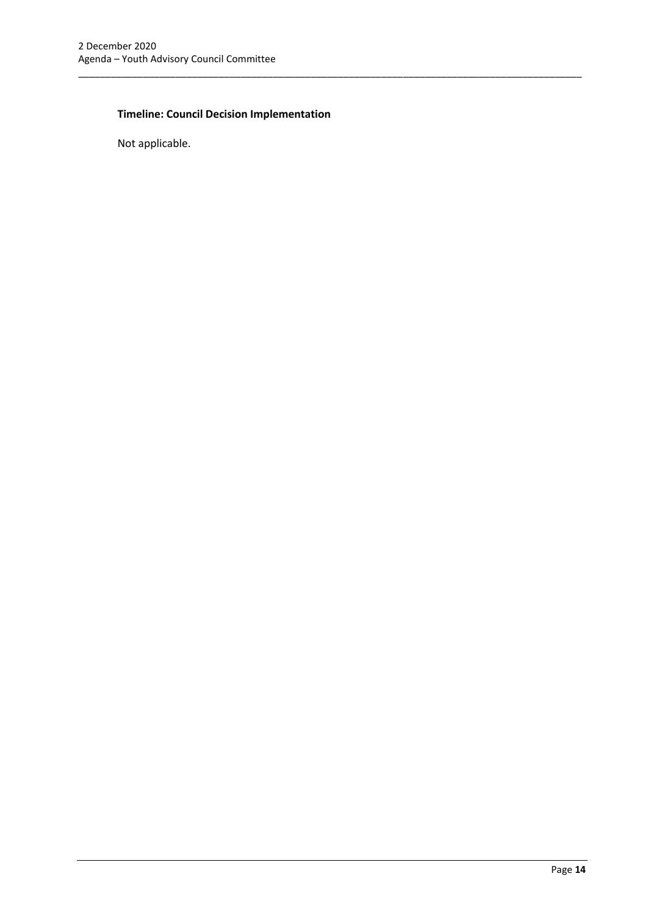**Timeline: Council Decision Implementation**

Not applicable.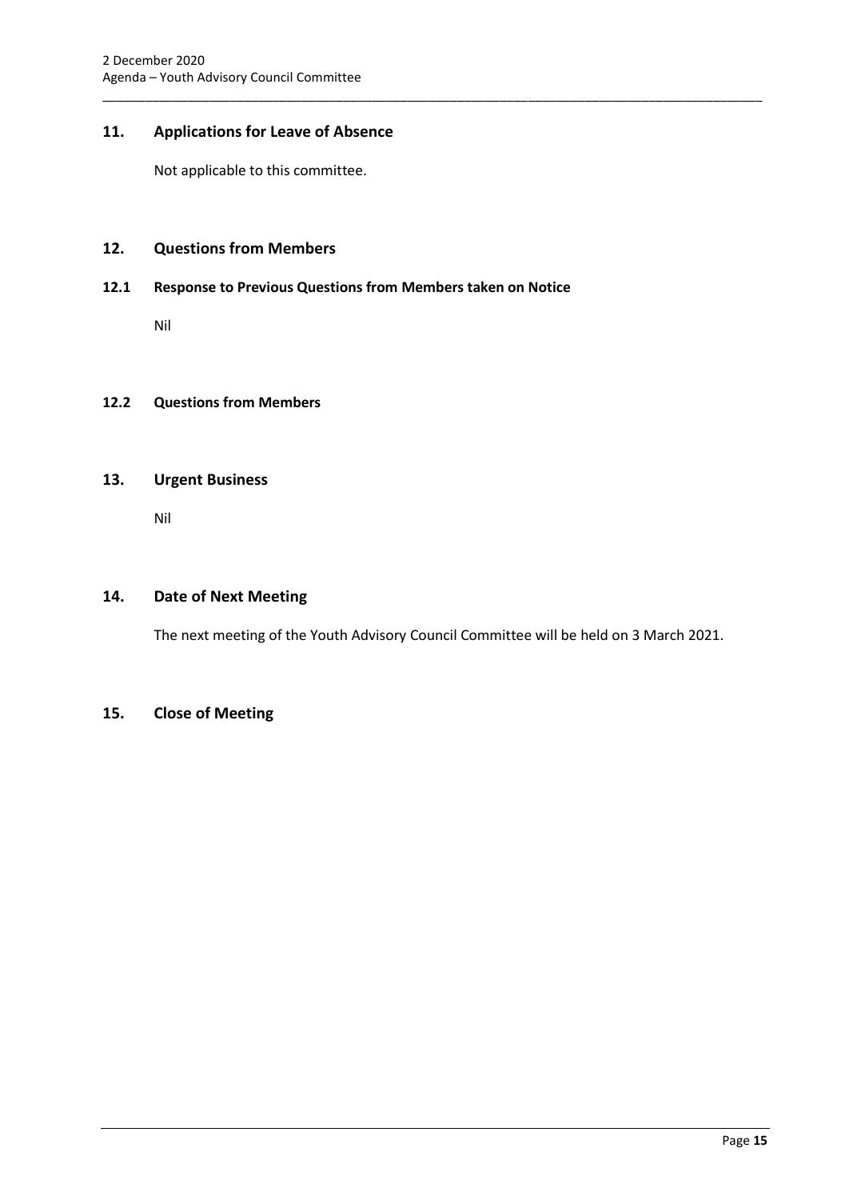## 11. Applications for Leave of Absence

Not applicable to this committee.

## 12. Questions from Members

### 12.1 Response to Previous Questions from Members taken on Notice

Nil

### 12.2 Questions from Members

## 13. Urgent Business

Nil

## 14. Date of Next Meeting

The next meeting of the Youth Advisory Council Committee will be held on 3 March 2021.

## 15. Close of Meeting